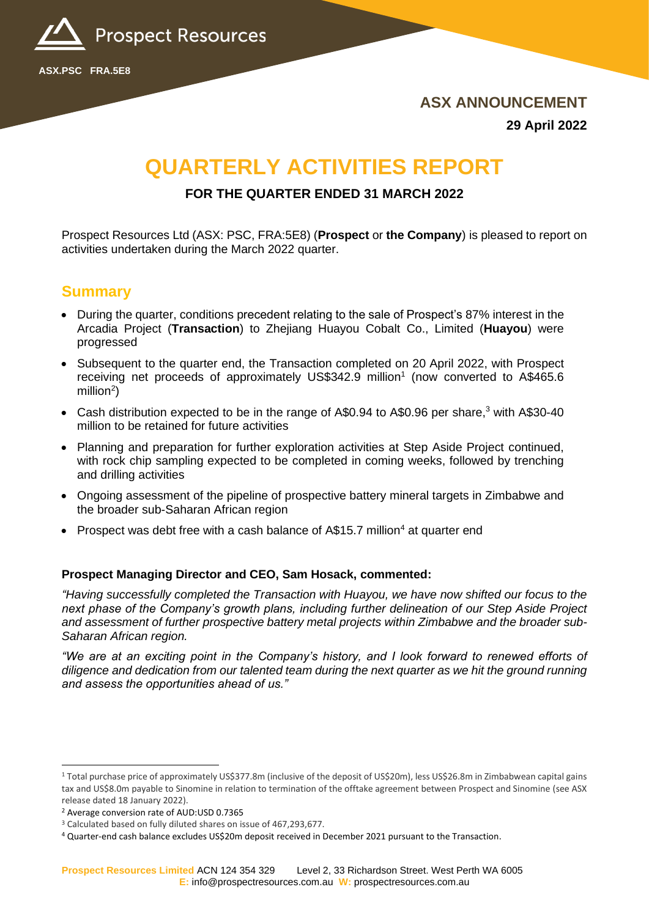Prospect Resources

ASX.PSC FRA.5E8

**ASX ANNOUNCEMENT**

**29 April 2022**

# QUARTERLY ACTIVITIES REPORT

### FOR THE QUARTER ENDED 31 MARCH 2022

Prospect Resources Ltd (ASX: PSC, FRA:5E8) (**Prospect** or **the Company**) is pleased to report on activities undertaken during the March 2022 quarter.

## Summary

- During the quarter, conditions precedent relating to the sale of Prospect's 87% interest in the Arcadia Project (**Transaction**) to Zhejiang Huayou Cobalt Co., Limited (**Huayou**) were progressed
- Subsequent to the quarter end, the Transaction completed on 20 April 2022, with Prospect receiving net proceeds of approximately US$342.9 million[1] (now converted to A$465.6 million[2])
- Cash distribution expected to be in the range of A$0.94 to A$0.96 per share,[3] with A$30-40 million to be retained for future activities
- Planning and preparation for further exploration activities at Step Aside Project continued, with rock chip sampling expected to be completed in coming weeks, followed by trenching and drilling activities
- Ongoing assessment of the pipeline of prospective battery mineral targets in Zimbabwe and the broader sub-Saharan African region
- Prospect was debt free with a cash balance of A$15.7 million[4] at quarter end

**Prospect Managing Director and CEO, Sam Hosack, commented:**

*"Having successfully completed the Transaction with Huayou, we have now shifted our focus to the next phase of the Company's growth plans, including further delineation of our Step Aside Project and assessment of further prospective battery metal projects within Zimbabwe and the broader sub-Saharan African region.*

*"We are at an exciting point in the Company's history, and I look forward to renewed efforts of diligence and dedication from our talented team during the next quarter as we hit the ground running and assess the opportunities ahead of us."*

---

[1] Total purchase price of approximately US$377.8m (inclusive of the deposit of US$20m), less US$26.8m in Zimbabwean capital gains tax and US$8.0m payable to Sinomine in relation to termination of the offtake agreement between Prospect and Sinomine (see ASX release dated 18 January 2022).

[2] Average conversion rate of AUD:USD 0.7365

[3] Calculated based on fully diluted shares on issue of 467,293,677.

[4] Quarter-end cash balance excludes US$20m deposit received in December 2021 pursuant to the Transaction.

**Prospect Resources Limited** ACN 124 354 329 Level 2, 33 Richardson Street. West Perth WA 6005
**E:** info@prospectresources.com.au **W:** prospectresources.com.au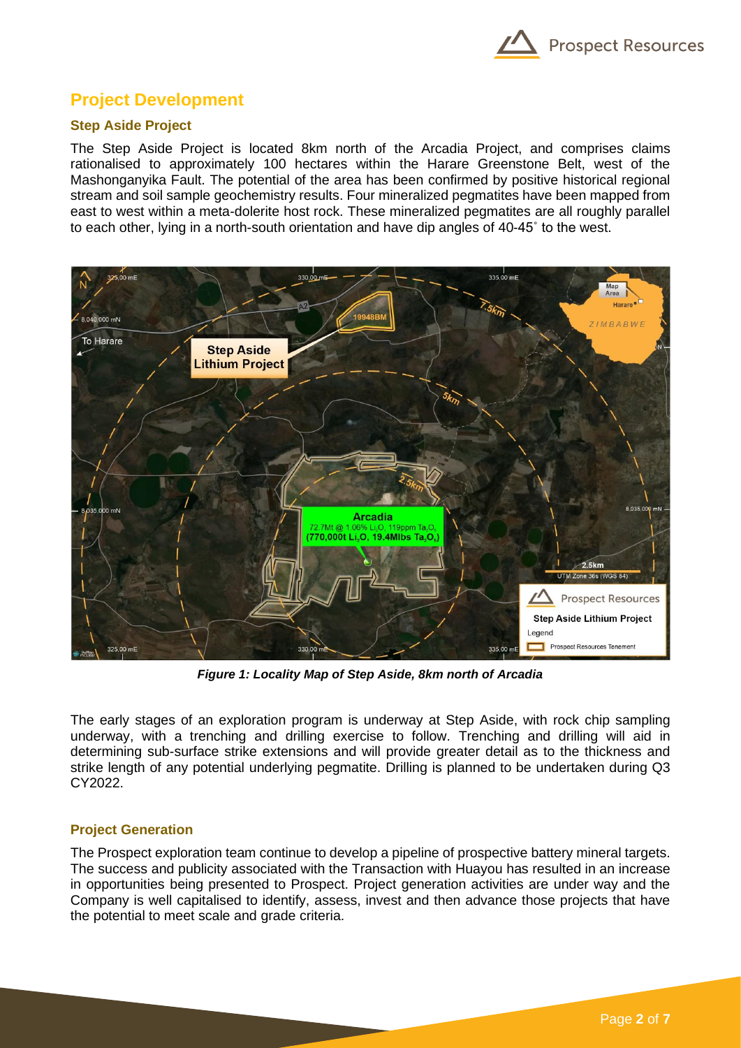## Project Development

### Step Aside Project

The Step Aside Project is located 8km north of the Arcadia Project, and comprises claims rationalised to approximately 100 hectares within the Harare Greenstone Belt, west of the Mashonganyika Fault. The potential of the area has been confirmed by positive historical regional stream and soil sample geochemistry results. Four mineralized pegmatites have been mapped from east to west within a meta-dolerite host rock. These mineralized pegmatites are all roughly parallel to each other, lying in a north-south orientation and have dip angles of 40-45˚ to the west.

***Figure 1: Locality Map of Step Aside, 8km north of Arcadia***

The early stages of an exploration program is underway at Step Aside, with rock chip sampling underway, with a trenching and drilling exercise to follow. Trenching and drilling will aid in determining sub-surface strike extensions and will provide greater detail as to the thickness and strike length of any potential underlying pegmatite. Drilling is planned to be undertaken during Q3 CY2022.

### Project Generation

The Prospect exploration team continue to develop a pipeline of prospective battery mineral targets. The success and publicity associated with the Transaction with Huayou has resulted in an increase in opportunities being presented to Prospect. Project generation activities are under way and the Company is well capitalised to identify, assess, invest and then advance those projects that have the potential to meet scale and grade criteria.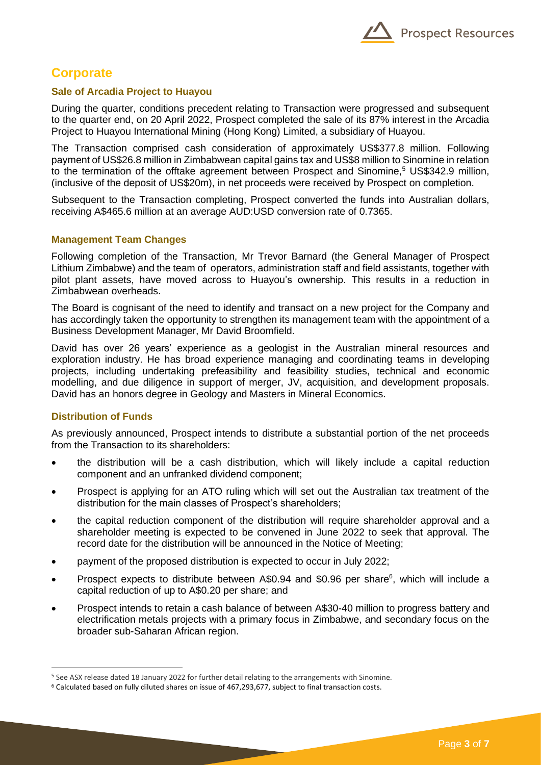# Corporate

### Sale of Arcadia Project to Huayou

During the quarter, conditions precedent relating to Transaction were progressed and subsequent to the quarter end, on 20 April 2022, Prospect completed the sale of its 87% interest in the Arcadia Project to Huayou International Mining (Hong Kong) Limited, a subsidiary of Huayou.

The Transaction comprised cash consideration of approximately US$377.8 million. Following payment of US$26.8 million in Zimbabwean capital gains tax and US$8 million to Sinomine in relation to the termination of the offtake agreement between Prospect and Sinomine,[5] US$342.9 million, (inclusive of the deposit of US$20m), in net proceeds were received by Prospect on completion.

Subsequent to the Transaction completing, Prospect converted the funds into Australian dollars, receiving A$465.6 million at an average AUD:USD conversion rate of 0.7365.

### Management Team Changes

Following completion of the Transaction, Mr Trevor Barnard (the General Manager of Prospect Lithium Zimbabwe) and the team of operators, administration staff and field assistants, together with pilot plant assets, have moved across to Huayou's ownership. This results in a reduction in Zimbabwean overheads.

The Board is cognisant of the need to identify and transact on a new project for the Company and has accordingly taken the opportunity to strengthen its management team with the appointment of a Business Development Manager, Mr David Broomfield.

David has over 26 years' experience as a geologist in the Australian mineral resources and exploration industry. He has broad experience managing and coordinating teams in developing projects, including undertaking prefeasibility and feasibility studies, technical and economic modelling, and due diligence in support of merger, JV, acquisition, and development proposals. David has an honors degree in Geology and Masters in Mineral Economics.

### Distribution of Funds

As previously announced, Prospect intends to distribute a substantial portion of the net proceeds from the Transaction to its shareholders:

- the distribution will be a cash distribution, which will likely include a capital reduction component and an unfranked dividend component;
- Prospect is applying for an ATO ruling which will set out the Australian tax treatment of the distribution for the main classes of Prospect's shareholders;
- the capital reduction component of the distribution will require shareholder approval and a shareholder meeting is expected to be convened in June 2022 to seek that approval. The record date for the distribution will be announced in the Notice of Meeting;
- payment of the proposed distribution is expected to occur in July 2022;
- Prospect expects to distribute between A$0.94 and $0.96 per share[6], which will include a capital reduction of up to A$0.20 per share; and
- Prospect intends to retain a cash balance of between A$30-40 million to progress battery and electrification metals projects with a primary focus in Zimbabwe, and secondary focus on the broader sub-Saharan African region.

---

[5] See ASX release dated 18 January 2022 for further detail relating to the arrangements with Sinomine.

[6] Calculated based on fully diluted shares on issue of 467,293,677, subject to final transaction costs.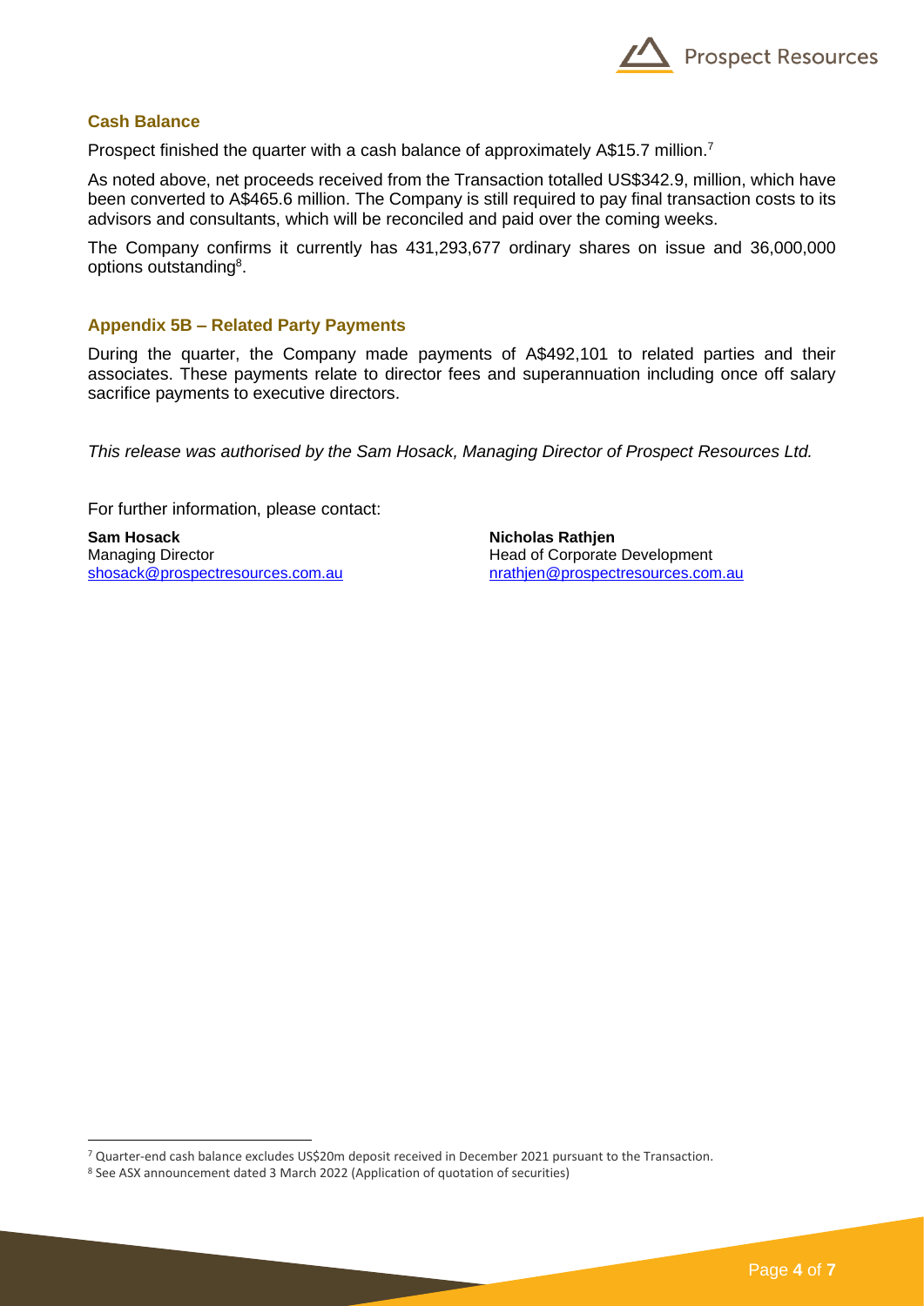## Cash Balance

Prospect finished the quarter with a cash balance of approximately A$15.7 million.[7]

As noted above, net proceeds received from the Transaction totalled US$342.9, million, which have been converted to A$465.6 million. The Company is still required to pay final transaction costs to its advisors and consultants, which will be reconciled and paid over the coming weeks.

The Company confirms it currently has 431,293,677 ordinary shares on issue and 36,000,000 options outstanding[8].

## Appendix 5B – Related Party Payments

During the quarter, the Company made payments of A$492,101 to related parties and their associates. These payments relate to director fees and superannuation including once off salary sacrifice payments to executive directors.

*This release was authorised by the Sam Hosack, Managing Director of Prospect Resources Ltd.*

For further information, please contact:

**Sam Hosack**
Managing Director
shosack@prospectresources.com.au

**Nicholas Rathjen**
Head of Corporate Development
nrathjen@prospectresources.com.au

[7] Quarter-end cash balance excludes US$20m deposit received in December 2021 pursuant to the Transaction.

[8] See ASX announcement dated 3 March 2022 (Application of quotation of securities)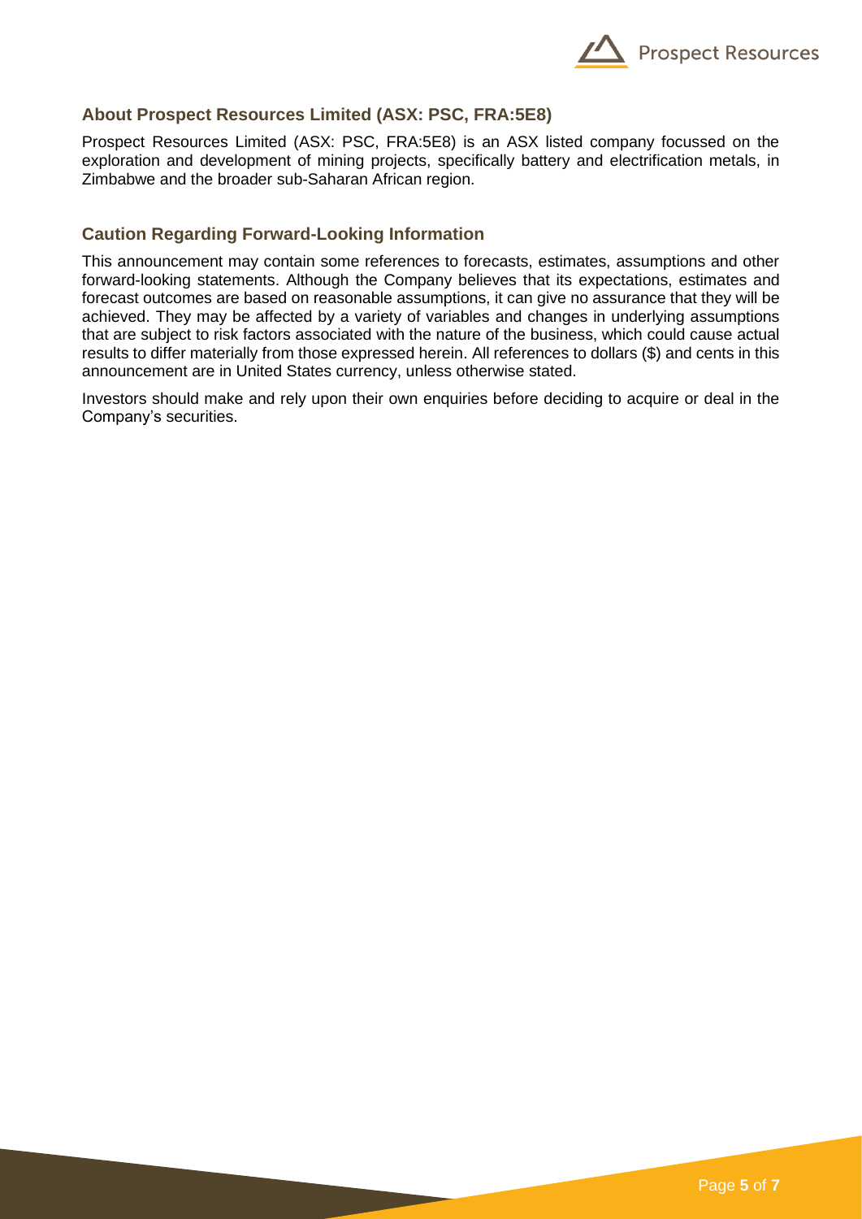## About Prospect Resources Limited (ASX: PSC, FRA:5E8)

Prospect Resources Limited (ASX: PSC, FRA:5E8) is an ASX listed company focussed on the exploration and development of mining projects, specifically battery and electrification metals, in Zimbabwe and the broader sub-Saharan African region.

## Caution Regarding Forward-Looking Information

This announcement may contain some references to forecasts, estimates, assumptions and other forward-looking statements. Although the Company believes that its expectations, estimates and forecast outcomes are based on reasonable assumptions, it can give no assurance that they will be achieved. They may be affected by a variety of variables and changes in underlying assumptions that are subject to risk factors associated with the nature of the business, which could cause actual results to differ materially from those expressed herein. All references to dollars ($) and cents in this announcement are in United States currency, unless otherwise stated.

Investors should make and rely upon their own enquiries before deciding to acquire or deal in the Company's securities.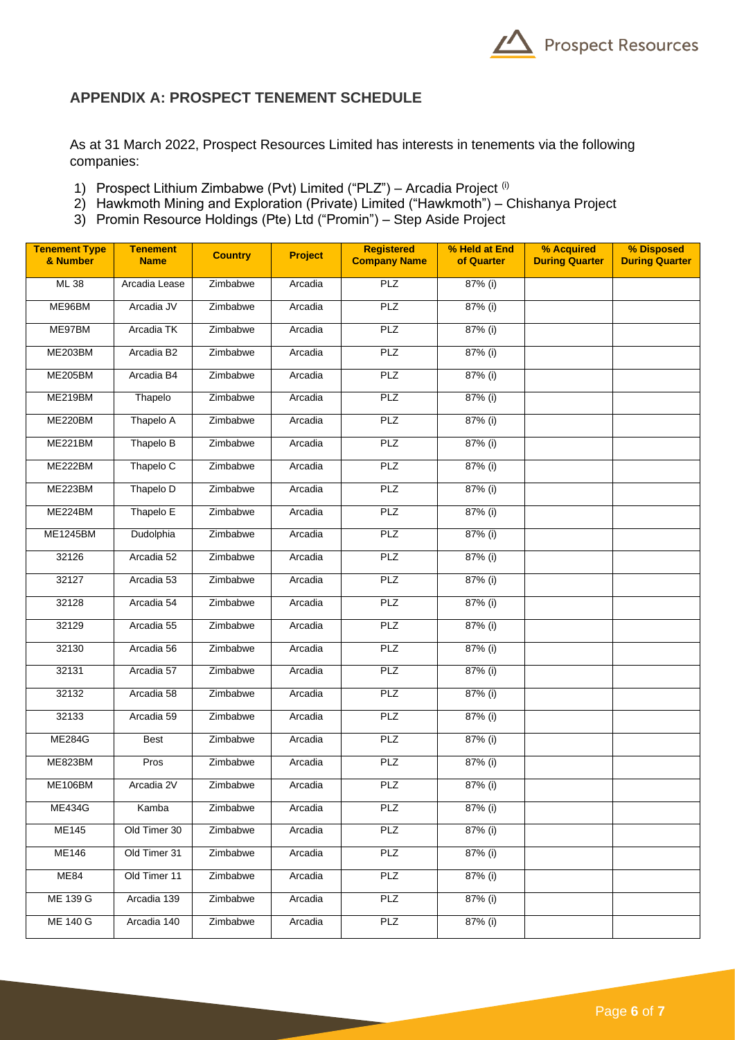## APPENDIX A: PROSPECT TENEMENT SCHEDULE

As at 31 March 2022, Prospect Resources Limited has interests in tenements via the following companies:

1) Prospect Lithium Zimbabwe (Pvt) Limited ("PLZ") – Arcadia Project [(i)]
2) Hawkmoth Mining and Exploration (Private) Limited ("Hawkmoth") – Chishanya Project
3) Promin Resource Holdings (Pte) Ltd ("Promin") – Step Aside Project

| Tenement Type & Number | Tenement Name | Country | Project | Registered Company Name | % Held at End of Quarter | % Acquired During Quarter | % Disposed During Quarter |
|---|---|---|---|---|---|---|---|
| ML 38 | Arcadia Lease | Zimbabwe | Arcadia | PLZ | 87% (i) | | |
| ME96BM | Arcadia JV | Zimbabwe | Arcadia | PLZ | 87% (i) | | |
| ME97BM | Arcadia TK | Zimbabwe | Arcadia | PLZ | 87% (i) | | |
| ME203BM | Arcadia B2 | Zimbabwe | Arcadia | PLZ | 87% (i) | | |
| ME205BM | Arcadia B4 | Zimbabwe | Arcadia | PLZ | 87% (i) | | |
| ME219BM | Thapelo | Zimbabwe | Arcadia | PLZ | 87% (i) | | |
| ME220BM | Thapelo A | Zimbabwe | Arcadia | PLZ | 87% (i) | | |
| ME221BM | Thapelo B | Zimbabwe | Arcadia | PLZ | 87% (i) | | |
| ME222BM | Thapelo C | Zimbabwe | Arcadia | PLZ | 87% (i) | | |
| ME223BM | Thapelo D | Zimbabwe | Arcadia | PLZ | 87% (i) | | |
| ME224BM | Thapelo E | Zimbabwe | Arcadia | PLZ | 87% (i) | | |
| ME1245BM | Dudolphia | Zimbabwe | Arcadia | PLZ | 87% (i) | | |
| 32126 | Arcadia 52 | Zimbabwe | Arcadia | PLZ | 87% (i) | | |
| 32127 | Arcadia 53 | Zimbabwe | Arcadia | PLZ | 87% (i) | | |
| 32128 | Arcadia 54 | Zimbabwe | Arcadia | PLZ | 87% (i) | | |
| 32129 | Arcadia 55 | Zimbabwe | Arcadia | PLZ | 87% (i) | | |
| 32130 | Arcadia 56 | Zimbabwe | Arcadia | PLZ | 87% (i) | | |
| 32131 | Arcadia 57 | Zimbabwe | Arcadia | PLZ | 87% (i) | | |
| 32132 | Arcadia 58 | Zimbabwe | Arcadia | PLZ | 87% (i) | | |
| 32133 | Arcadia 59 | Zimbabwe | Arcadia | PLZ | 87% (i) | | |
| ME284G | Best | Zimbabwe | Arcadia | PLZ | 87% (i) | | |
| ME823BM | Pros | Zimbabwe | Arcadia | PLZ | 87% (i) | | |
| ME106BM | Arcadia 2V | Zimbabwe | Arcadia | PLZ | 87% (i) | | |
| ME434G | Kamba | Zimbabwe | Arcadia | PLZ | 87% (i) | | |
| ME145 | Old Timer 30 | Zimbabwe | Arcadia | PLZ | 87% (i) | | |
| ME146 | Old Timer 31 | Zimbabwe | Arcadia | PLZ | 87% (i) | | |
| ME84 | Old Timer 11 | Zimbabwe | Arcadia | PLZ | 87% (i) | | |
| ME 139 G | Arcadia 139 | Zimbabwe | Arcadia | PLZ | 87% (i) | | |
| ME 140 G | Arcadia 140 | Zimbabwe | Arcadia | PLZ | 87% (i) | | |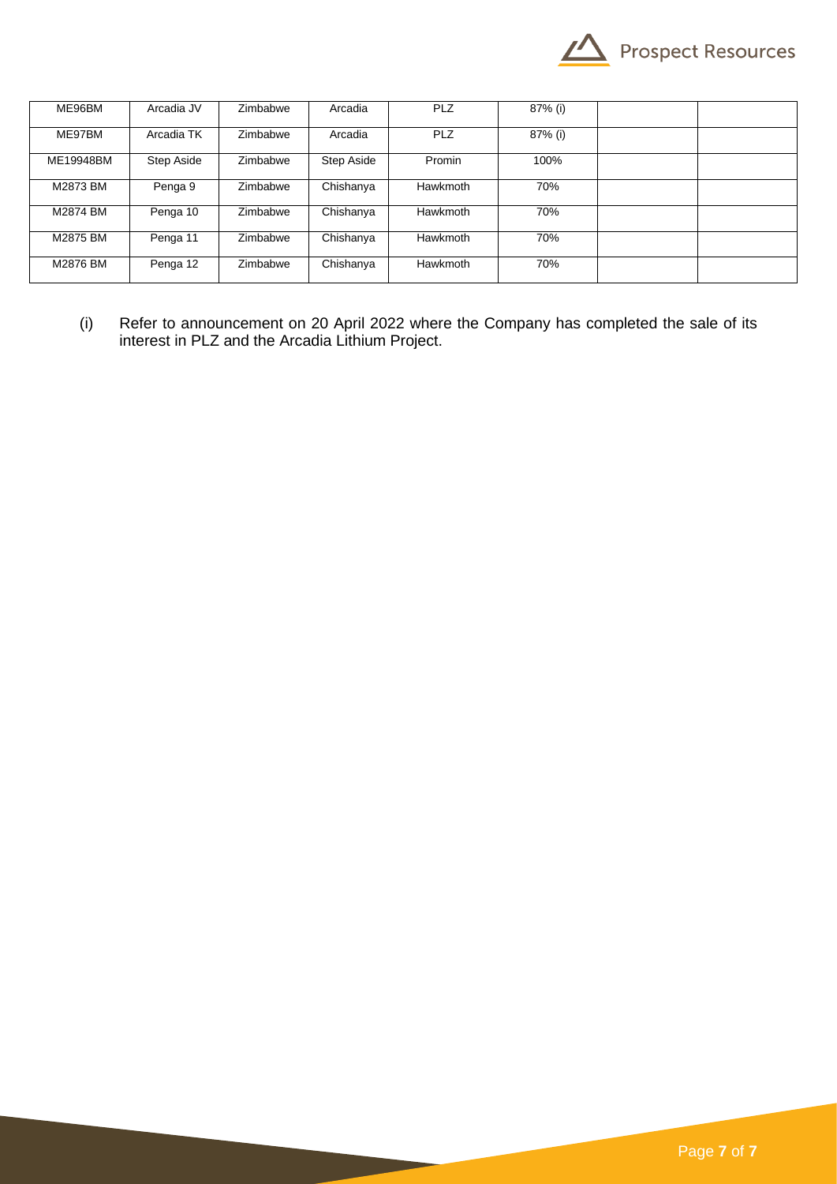| | | | | | | | |
|---|---|---|---|---|---|---|---|
| ME96BM | Arcadia JV | Zimbabwe | Arcadia | PLZ | 87% (i) | | |
| ME97BM | Arcadia TK | Zimbabwe | Arcadia | PLZ | 87% (i) | | |
| ME19948BM | Step Aside | Zimbabwe | Step Aside | Promin | 100% | | |
| M2873 BM | Penga 9 | Zimbabwe | Chishanya | Hawkmoth | 70% | | |
| M2874 BM | Penga 10 | Zimbabwe | Chishanya | Hawkmoth | 70% | | |
| M2875 BM | Penga 11 | Zimbabwe | Chishanya | Hawkmoth | 70% | | |
| M2876 BM | Penga 12 | Zimbabwe | Chishanya | Hawkmoth | 70% | | |

(i) Refer to announcement on 20 April 2022 where the Company has completed the sale of its interest in PLZ and the Arcadia Lithium Project.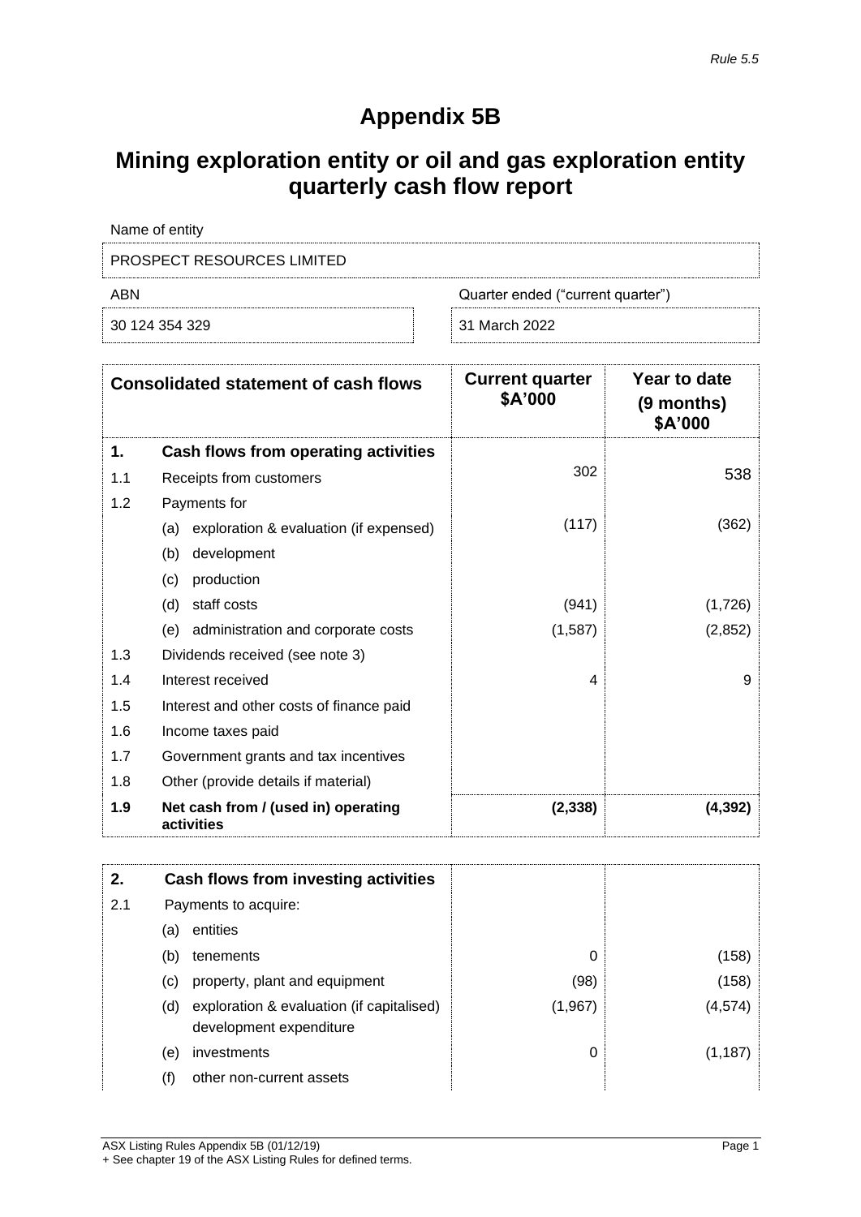*Rule 5.5*

# Appendix 5B

## Mining exploration entity or oil and gas exploration entity quarterly cash flow report

| Name of entity | |
|---|---|
| PROSPECT RESOURCES LIMITED | |
| **ABN** | **Quarter ended ("current quarter")** |
| 30 124 354 329 | 31 March 2022 |

| | Consolidated statement of cash flows | Current quarter $A'000 | Year to date (9 months) $A'000 |
|---|---|---|---|
| **1.** | **Cash flows from operating activities** | | |
| 1.1 | Receipts from customers | 302 | 538 |
| 1.2 | Payments for | | |
| | (a) exploration & evaluation (if expensed) | (117) | (362) |
| | (b) development | | |
| | (c) production | | |
| | (d) staff costs | (941) | (1,726) |
| | (e) administration and corporate costs | (1,587) | (2,852) |
| 1.3 | Dividends received (see note 3) | | |
| 1.4 | Interest received | 4 | 9 |
| 1.5 | Interest and other costs of finance paid | | |
| 1.6 | Income taxes paid | | |
| 1.7 | Government grants and tax incentives | | |
| 1.8 | Other (provide details if material) | | |
| **1.9** | **Net cash from / (used in) operating activities** | **(2,338)** | **(4,392)** |

| | | | |
|---|---|---|---|
| **2.** | **Cash flows from investing activities** | | |
| 2.1 | Payments to acquire: | | |
| | (a) entities | | |
| | (b) tenements | 0 | (158) |
| | (c) property, plant and equipment | (98) | (158) |
| | (d) exploration & evaluation (if capitalised) development expenditure | (1,967) | (4,574) |
| | (e) investments | 0 | (1,187) |
| | (f) other non-current assets | | |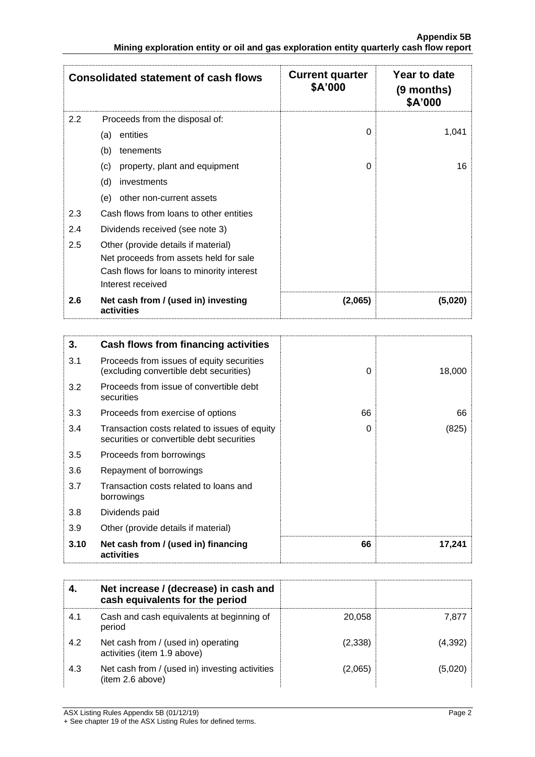| Consolidated statement of cash flows | | Current quarter $A'000 | Year to date (9 months) $A'000 |
|---|---|---|---|
| 2.2 | Proceeds from the disposal of: | | |
| | (a) entities | 0 | 1,041 |
| | (b) tenements | | |
| | (c) property, plant and equipment | 0 | 16 |
| | (d) investments | | |
| | (e) other non-current assets | | |
| 2.3 | Cash flows from loans to other entities | | |
| 2.4 | Dividends received (see note 3) | | |
| 2.5 | Other (provide details if material)<br>Net proceeds from assets held for sale<br>Cash flows for loans to minority interest<br>Interest received | | |
| **2.6** | **Net cash from / (used in) investing activities** | **(2,065)** | **(5,020)** |

| 3. | Cash flows from financing activities | | |
|---|---|---|---|
| 3.1 | Proceeds from issues of equity securities (excluding convertible debt securities) | 0 | 18,000 |
| 3.2 | Proceeds from issue of convertible debt securities | | |
| 3.3 | Proceeds from exercise of options | 66 | 66 |
| 3.4 | Transaction costs related to issues of equity securities or convertible debt securities | 0 | (825) |
| 3.5 | Proceeds from borrowings | | |
| 3.6 | Repayment of borrowings | | |
| 3.7 | Transaction costs related to loans and borrowings | | |
| 3.8 | Dividends paid | | |
| 3.9 | Other (provide details if material) | | |
| **3.10** | **Net cash from / (used in) financing activities** | **66** | **17,241** |

| 4. | Net increase / (decrease) in cash and cash equivalents for the period | | |
|---|---|---|---|
| 4.1 | Cash and cash equivalents at beginning of period | 20,058 | 7,877 |
| 4.2 | Net cash from / (used in) operating activities (item 1.9 above) | (2,338) | (4,392) |
| 4.3 | Net cash from / (used in) investing activities (item 2.6 above) | (2,065) | (5,020) |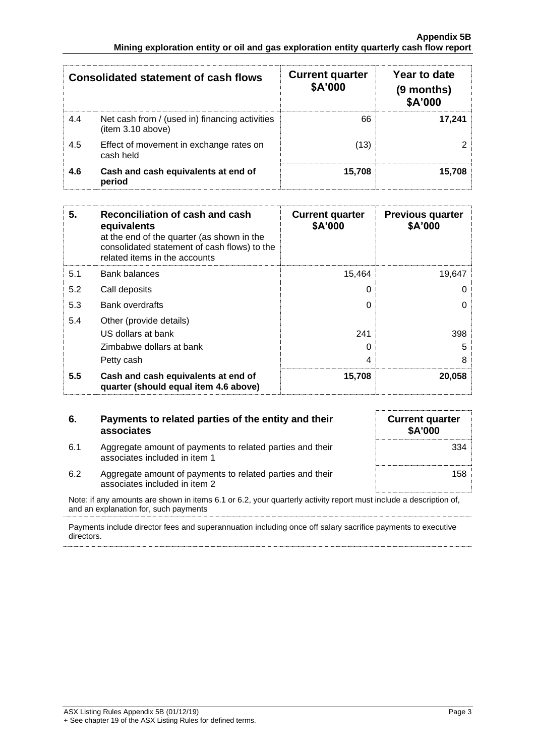| | Consolidated statement of cash flows | Current quarter $A'000 | Year to date (9 months) $A'000 |
|---|---|---|---|
| 4.4 | Net cash from / (used in) financing activities (item 3.10 above) | 66 | **17,241** |
| 4.5 | Effect of movement in exchange rates on cash held | (13) | 2 |
| **4.6** | **Cash and cash equivalents at end of period** | **15,708** | **15,708** |

| **5.** | **Reconciliation of cash and cash equivalents** at the end of the quarter (as shown in the consolidated statement of cash flows) to the related items in the accounts | **Current quarter $A'000** | **Previous quarter $A'000** |
|---|---|---|---|
| 5.1 | Bank balances | 15,464 | 19,647 |
| 5.2 | Call deposits | 0 | 0 |
| 5.3 | Bank overdrafts | 0 | 0 |
| 5.4 | Other (provide details) | | |
| | US dollars at bank | 241 | 398 |
| | Zimbabwe dollars at bank | 0 | 5 |
| | Petty cash | 4 | 8 |
| **5.5** | **Cash and cash equivalents at end of quarter (should equal item 4.6 above)** | **15,708** | **20,058** |

| **6.** | **Payments to related parties of the entity and their associates** | **Current quarter $A'000** |
|---|---|---|
| 6.1 | Aggregate amount of payments to related parties and their associates included in item 1 | 334 |
| 6.2 | Aggregate amount of payments to related parties and their associates included in item 2 | 158 |

Note: if any amounts are shown in items 6.1 or 6.2, your quarterly activity report must include a description of, and an explanation for, such payments

Payments include director fees and superannuation including once off salary sacrifice payments to executive directors.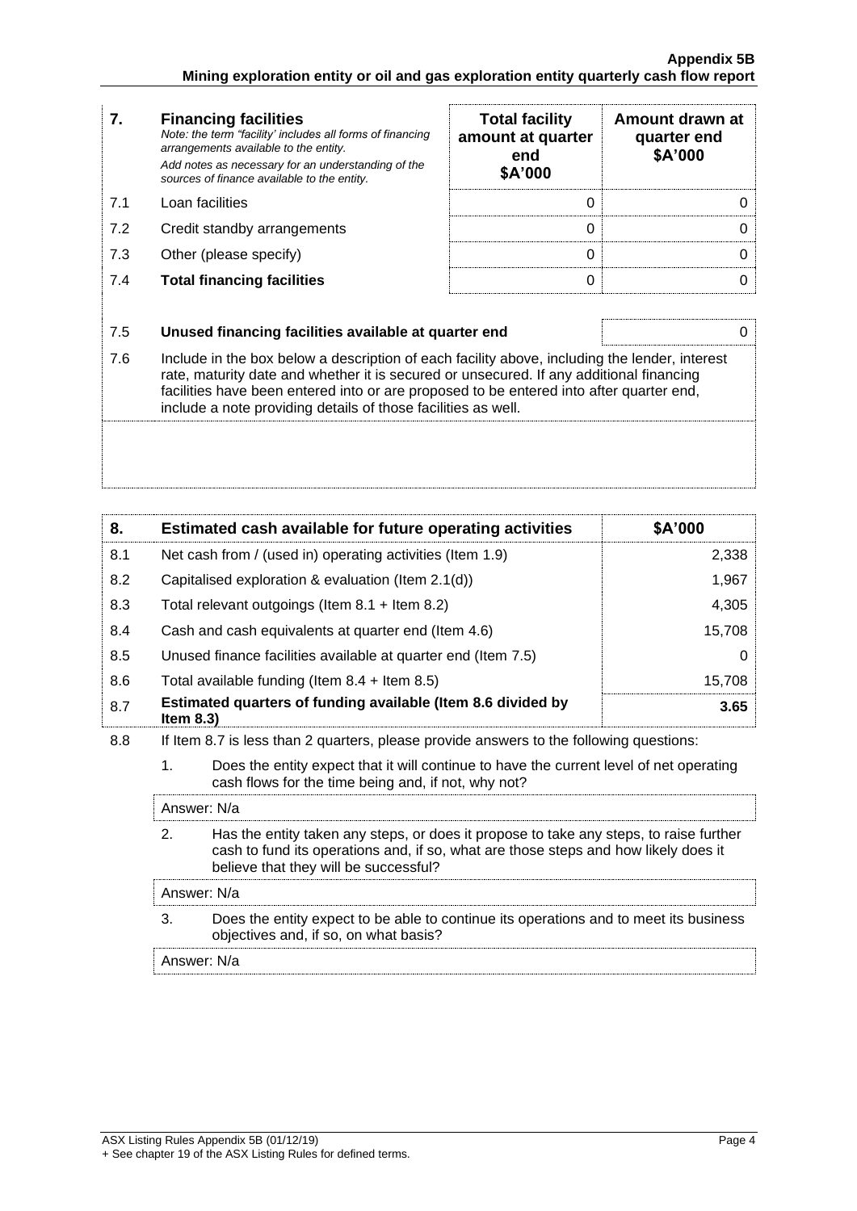| 7. | **Financing facilities**<br>*Note: the term "facility' includes all forms of financing arrangements available to the entity.*<br>*Add notes as necessary for an understanding of the sources of finance available to the entity.* | **Total facility amount at quarter end \$A'000** | **Amount drawn at quarter end \$A'000** |
|---|---|---|---|
| 7.1 | Loan facilities | 0 | 0 |
| 7.2 | Credit standby arrangements | 0 | 0 |
| 7.3 | Other (please specify) | 0 | 0 |
| 7.4 | **Total financing facilities** | 0 | 0 |

| | | |
|---|---|---|
| 7.5 | **Unused financing facilities available at quarter end** | 0 |
| 7.6 | Include in the box below a description of each facility above, including the lender, interest rate, maturity date and whether it is secured or unsecured. If any additional financing facilities have been entered into or are proposed to be entered into after quarter end, include a note providing details of those facilities as well. | |

| 8. | **Estimated cash available for future operating activities** | **\$A'000** |
|---|---|---|
| 8.1 | Net cash from / (used in) operating activities (Item 1.9) | 2,338 |
| 8.2 | Capitalised exploration & evaluation (Item 2.1(d)) | 1,967 |
| 8.3 | Total relevant outgoings (Item 8.1 + Item 8.2) | 4,305 |
| 8.4 | Cash and cash equivalents at quarter end (Item 4.6) | 15,708 |
| 8.5 | Unused finance facilities available at quarter end (Item 7.5) | 0 |
| 8.6 | Total available funding (Item 8.4 + Item 8.5) | 15,708 |
| 8.7 | **Estimated quarters of funding available (Item 8.6 divided by Item 8.3)** | **3.65** |

8.8 If Item 8.7 is less than 2 quarters, please provide answers to the following questions:

1. Does the entity expect that it will continue to have the current level of net operating cash flows for the time being and, if not, why not?

   Answer: N/a

2. Has the entity taken any steps, or does it propose to take any steps, to raise further cash to fund its operations and, if so, what are those steps and how likely does it believe that they will be successful?

   Answer: N/a

3. Does the entity expect to be able to continue its operations and to meet its business objectives and, if so, on what basis?

   Answer: N/a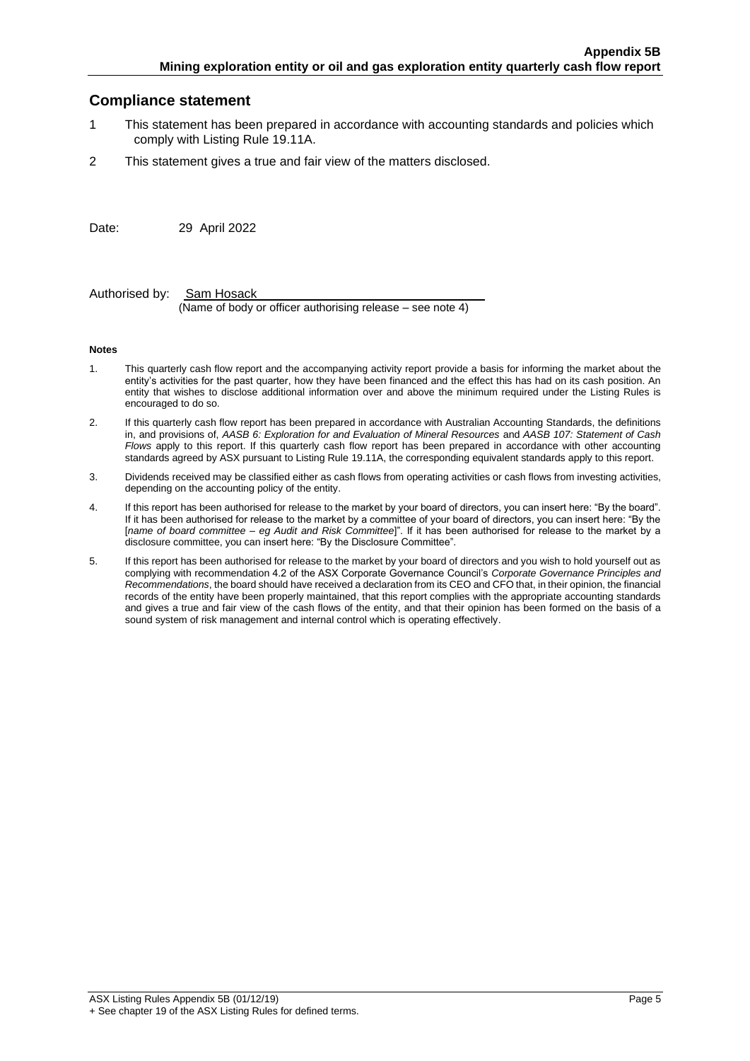## Compliance statement

1 This statement has been prepared in accordance with accounting standards and policies which comply with Listing Rule 19.11A.

2 This statement gives a true and fair view of the matters disclosed.

Date: 29 April 2022

Authorised by: Sam Hosack
(Name of body or officer authorising release – see note 4)

**Notes**

1. This quarterly cash flow report and the accompanying activity report provide a basis for informing the market about the entity's activities for the past quarter, how they have been financed and the effect this has had on its cash position. An entity that wishes to disclose additional information over and above the minimum required under the Listing Rules is encouraged to do so.
2. If this quarterly cash flow report has been prepared in accordance with Australian Accounting Standards, the definitions in, and provisions of, *AASB 6: Exploration for and Evaluation of Mineral Resources* and *AASB 107: Statement of Cash Flows* apply to this report. If this quarterly cash flow report has been prepared in accordance with other accounting standards agreed by ASX pursuant to Listing Rule 19.11A, the corresponding equivalent standards apply to this report.
3. Dividends received may be classified either as cash flows from operating activities or cash flows from investing activities, depending on the accounting policy of the entity.
4. If this report has been authorised for release to the market by your board of directors, you can insert here: "By the board". If it has been authorised for release to the market by a committee of your board of directors, you can insert here: "By the [*name of board committee – eg Audit and Risk Committee*]". If it has been authorised for release to the market by a disclosure committee, you can insert here: "By the Disclosure Committee".
5. If this report has been authorised for release to the market by your board of directors and you wish to hold yourself out as complying with recommendation 4.2 of the ASX Corporate Governance Council's *Corporate Governance Principles and Recommendations*, the board should have received a declaration from its CEO and CFO that, in their opinion, the financial records of the entity have been properly maintained, that this report complies with the appropriate accounting standards and gives a true and fair view of the cash flows of the entity, and that their opinion has been formed on the basis of a sound system of risk management and internal control which is operating effectively.